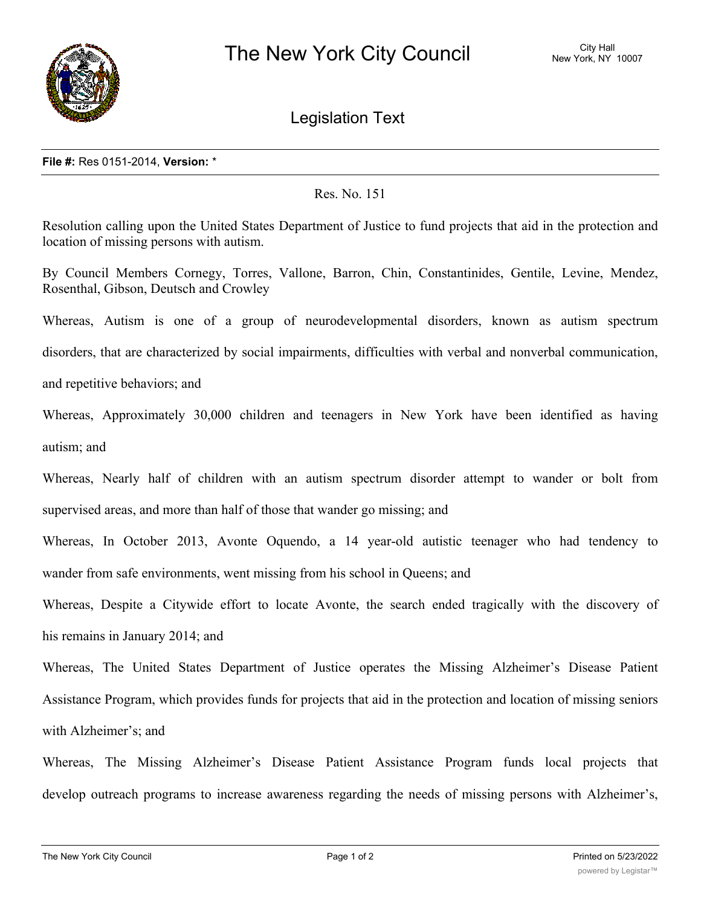# The New York City Council

City Hall
New York, NY 10007

## Legislation Text

**File #:** Res 0151-2014, **Version:** *

Res. No. 151

Resolution calling upon the United States Department of Justice to fund projects that aid in the protection and location of missing persons with autism.

By Council Members Cornegy, Torres, Vallone, Barron, Chin, Constantinides, Gentile, Levine, Mendez, Rosenthal, Gibson, Deutsch and Crowley

Whereas, Autism is one of a group of neurodevelopmental disorders, known as autism spectrum disorders, that are characterized by social impairments, difficulties with verbal and nonverbal communication, and repetitive behaviors; and

Whereas, Approximately 30,000 children and teenagers in New York have been identified as having autism; and

Whereas, Nearly half of children with an autism spectrum disorder attempt to wander or bolt from supervised areas, and more than half of those that wander go missing; and

Whereas, In October 2013, Avonte Oquendo, a 14 year-old autistic teenager who had tendency to wander from safe environments, went missing from his school in Queens; and

Whereas, Despite a Citywide effort to locate Avonte, the search ended tragically with the discovery of his remains in January 2014; and

Whereas, The United States Department of Justice operates the Missing Alzheimer's Disease Patient Assistance Program, which provides funds for projects that aid in the protection and location of missing seniors with Alzheimer's; and

Whereas, The Missing Alzheimer's Disease Patient Assistance Program funds local projects that develop outreach programs to increase awareness regarding the needs of missing persons with Alzheimer's,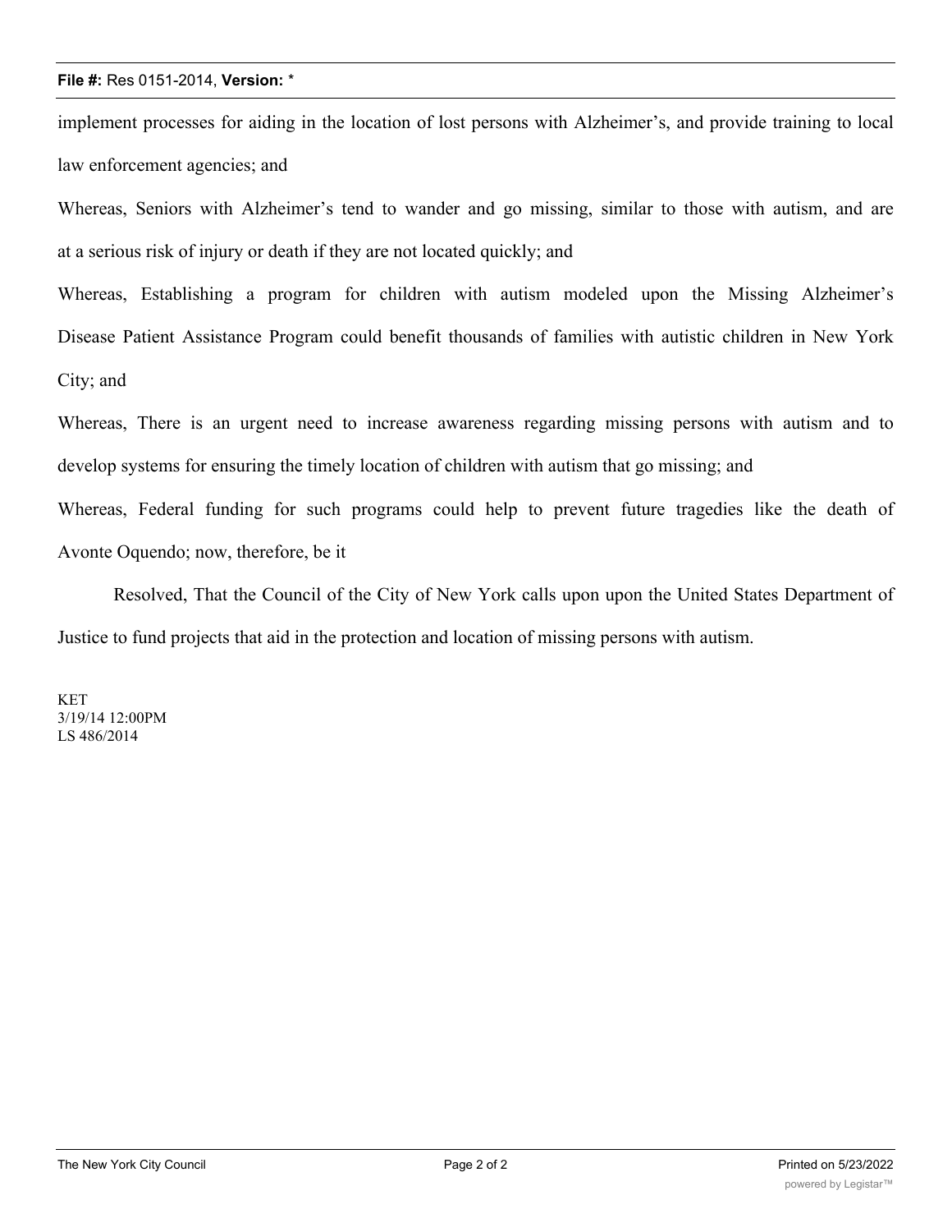implement processes for aiding in the location of lost persons with Alzheimer's, and provide training to local law enforcement agencies; and

Whereas, Seniors with Alzheimer's tend to wander and go missing, similar to those with autism, and are at a serious risk of injury or death if they are not located quickly; and

Whereas, Establishing a program for children with autism modeled upon the Missing Alzheimer's Disease Patient Assistance Program could benefit thousands of families with autistic children in New York City; and

Whereas, There is an urgent need to increase awareness regarding missing persons with autism and to develop systems for ensuring the timely location of children with autism that go missing; and

Whereas, Federal funding for such programs could help to prevent future tragedies like the death of Avonte Oquendo; now, therefore, be it

Resolved, That the Council of the City of New York calls upon upon the United States Department of Justice to fund projects that aid in the protection and location of missing persons with autism.

KET
3/19/14 12:00PM
LS 486/2014